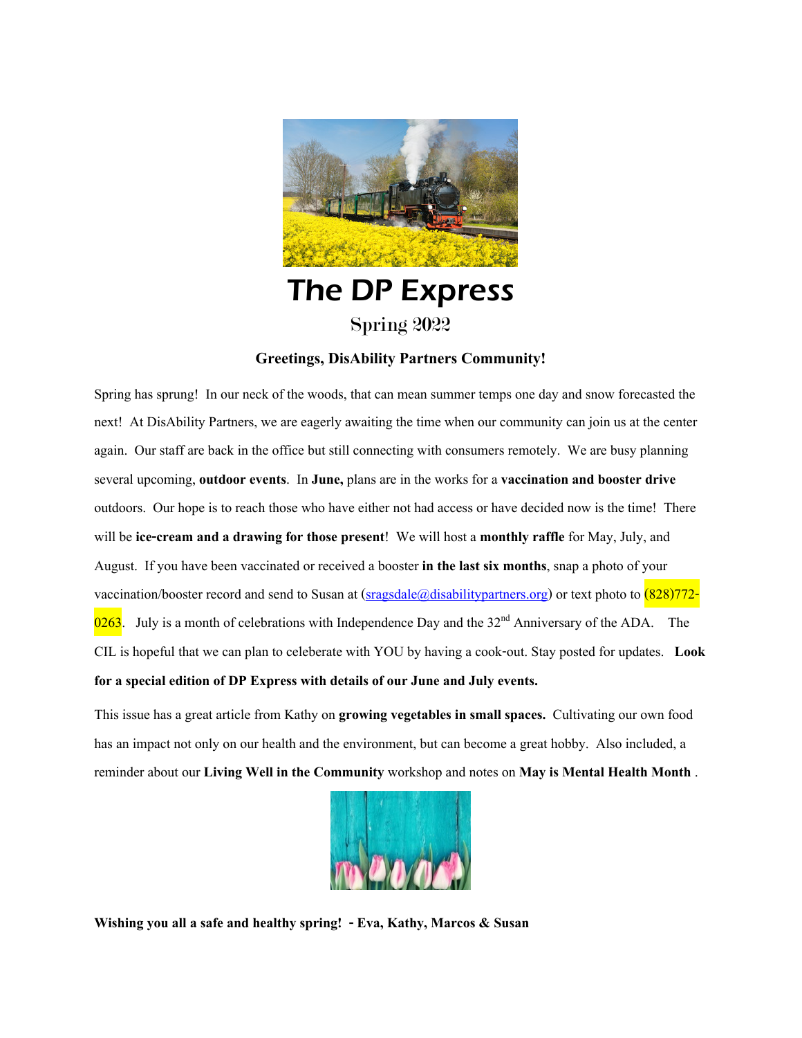# The DP Express

Spring 2022

**Greetings, DisAbility Partners Community!**

Spring has sprung! In our neck of the woods, that can mean summer temps one day and snow forecasted the next! At DisAbility Partners, we are eagerly awaiting the time when our community can join us at the center again. Our staff are back in the office but still connecting with consumers remotely. We are busy planning several upcoming, **outdoor events**. In **June,** plans are in the works for a **vaccination and booster drive** outdoors. Our hope is to reach those who have either not had access or have decided now is the time! There will be **ice-cream and a drawing for those present**! We will host a **monthly raffle** for May, July, and August. If you have been vaccinated or received a booster **in the last six months**, snap a photo of your vaccination/booster record and send to Susan at (sragsdale@disabilitypartners.org) or text photo to (828)772-0263. July is a month of celebrations with Independence Day and the 32nd Anniversary of the ADA. The CIL is hopeful that we can plan to celeberate with YOU by having a cook-out. Stay posted for updates. **Look for a special edition of DP Express with details of our June and July events.**

This issue has a great article from Kathy on **growing vegetables in small spaces.** Cultivating our own food has an impact not only on our health and the environment, but can become a great hobby. Also included, a reminder about our **Living Well in the Community** workshop and notes on **May is Mental Health Month** .

**Wishing you all a safe and healthy spring! - Eva, Kathy, Marcos & Susan**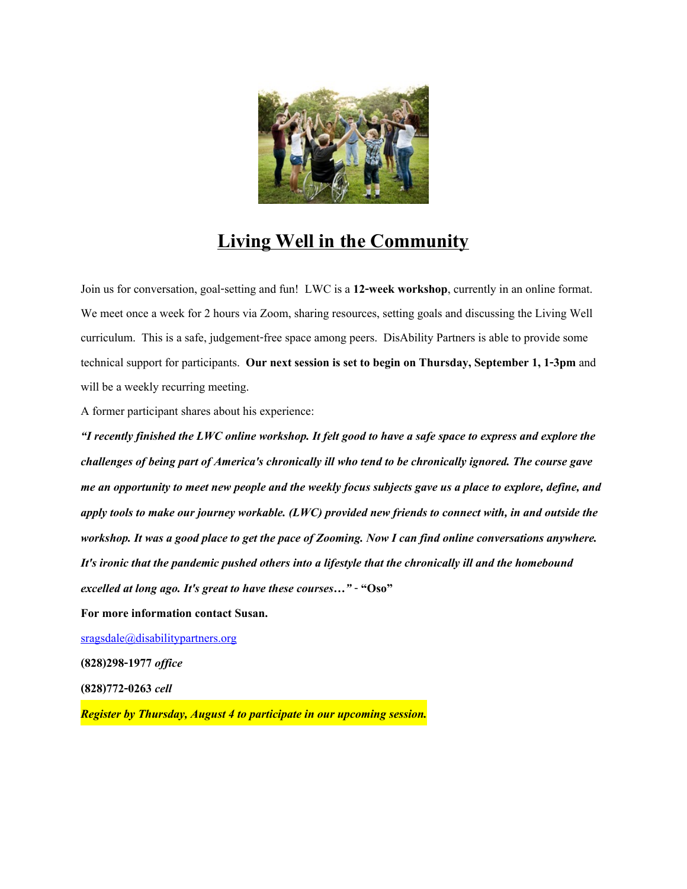# Living Well in the Community

Join us for conversation, goal-setting and fun! LWC is a **12-week workshop**, currently in an online format. We meet once a week for 2 hours via Zoom, sharing resources, setting goals and discussing the Living Well curriculum. This is a safe, judgement-free space among peers. DisAbility Partners is able to provide some technical support for participants. **Our next session is set to begin on Thursday, September 1, 1-3pm** and will be a weekly recurring meeting.

A former participant shares about his experience:

***"I recently finished the LWC online workshop. It felt good to have a safe space to express and explore the challenges of being part of America's chronically ill who tend to be chronically ignored. The course gave me an opportunity to meet new people and the weekly focus subjects gave us a place to explore, define, and apply tools to make our journey workable. (LWC) provided new friends to connect with, in and outside the workshop. It was a good place to get the pace of Zooming. Now I can find online conversations anywhere. It's ironic that the pandemic pushed others into a lifestyle that the chronically ill and the homebound excelled at long ago. It's great to have these courses…"*** **- "Oso"**

**For more information contact Susan.**

sragsdale@disabilitypartners.org

**(828)298-1977** ***office***

**(828)772-0263** ***cell***

***Register by Thursday, August 4 to participate in our upcoming session.***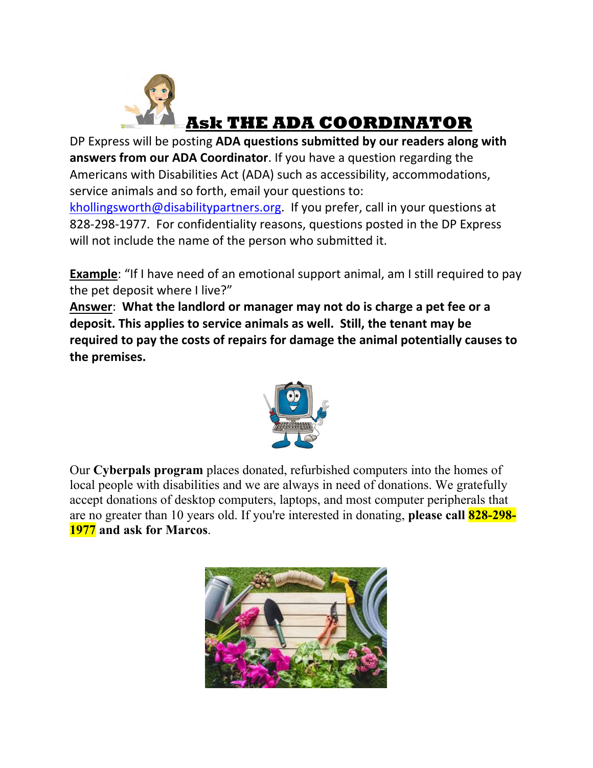# Ask THE ADA COORDINATOR

DP Express will be posting **ADA questions submitted by our readers along with answers from our ADA Coordinator**. If you have a question regarding the Americans with Disabilities Act (ADA) such as accessibility, accommodations, service animals and so forth, email your questions to: khollingsworth@disabilitypartners.org. If you prefer, call in your questions at 828-298-1977. For confidentiality reasons, questions posted in the DP Express will not include the name of the person who submitted it.

**Example**: "If I have need of an emotional support animal, am I still required to pay the pet deposit where I live?"

**Answer**: **What the landlord or manager may not do is charge a pet fee or a deposit. This applies to service animals as well. Still, the tenant may be required to pay the costs of repairs for damage the animal potentially causes to the premises.**

Our **Cyberpals program** places donated, refurbished computers into the homes of local people with disabilities and we are always in need of donations. We gratefully accept donations of desktop computers, laptops, and most computer peripherals that are no greater than 10 years old. If you're interested in donating, **please call 828-298-1977 and ask for Marcos**.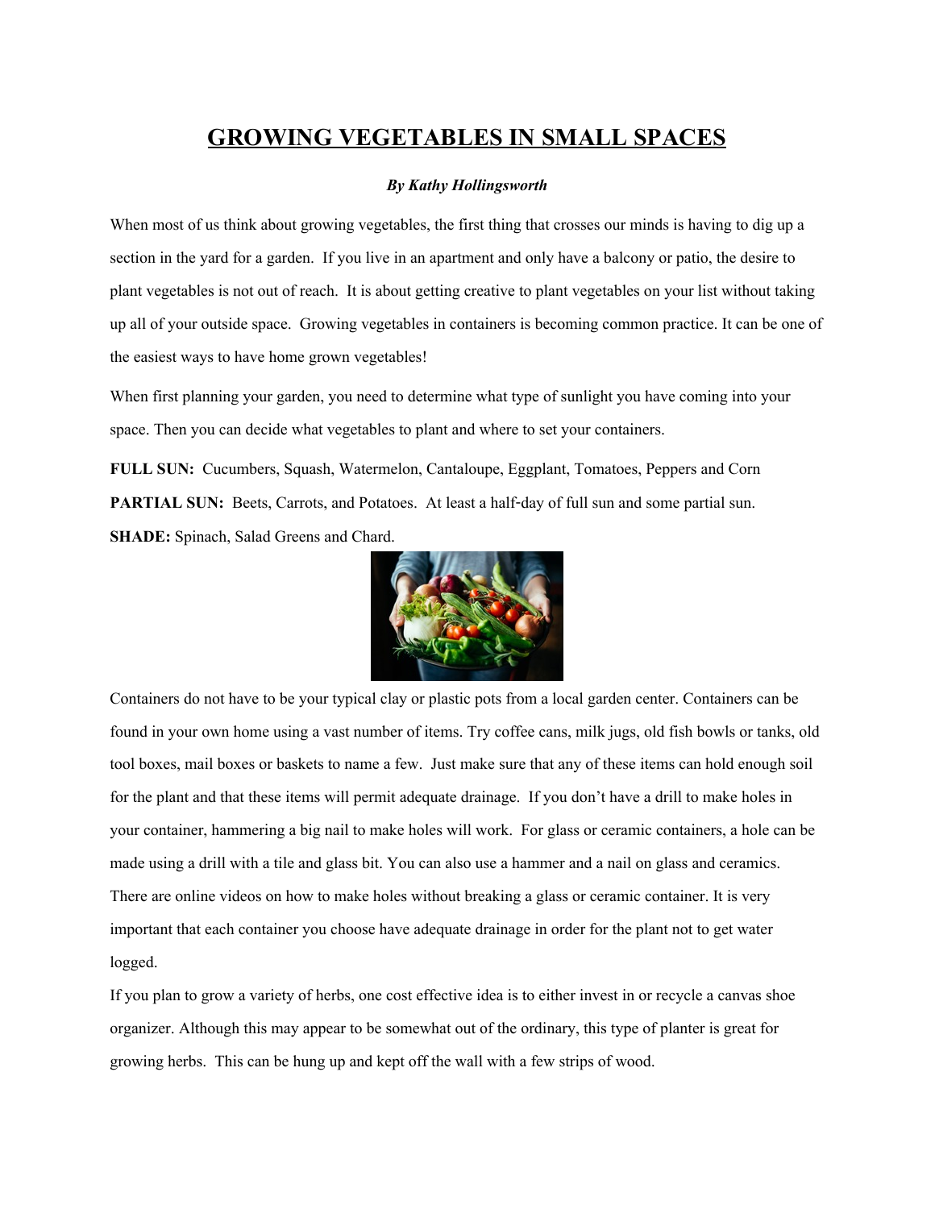# GROWING VEGETABLES IN SMALL SPACES

***By Kathy Hollingsworth***

When most of us think about growing vegetables, the first thing that crosses our minds is having to dig up a section in the yard for a garden. If you live in an apartment and only have a balcony or patio, the desire to plant vegetables is not out of reach. It is about getting creative to plant vegetables on your list without taking up all of your outside space. Growing vegetables in containers is becoming common practice. It can be one of the easiest ways to have home grown vegetables!

When first planning your garden, you need to determine what type of sunlight you have coming into your space. Then you can decide what vegetables to plant and where to set your containers.

**FULL SUN:** Cucumbers, Squash, Watermelon, Cantaloupe, Eggplant, Tomatoes, Peppers and Corn

**PARTIAL SUN:** Beets, Carrots, and Potatoes. At least a half-day of full sun and some partial sun.

**SHADE:** Spinach, Salad Greens and Chard.

Containers do not have to be your typical clay or plastic pots from a local garden center. Containers can be found in your own home using a vast number of items. Try coffee cans, milk jugs, old fish bowls or tanks, old tool boxes, mail boxes or baskets to name a few. Just make sure that any of these items can hold enough soil for the plant and that these items will permit adequate drainage. If you don't have a drill to make holes in your container, hammering a big nail to make holes will work. For glass or ceramic containers, a hole can be made using a drill with a tile and glass bit. You can also use a hammer and a nail on glass and ceramics. There are online videos on how to make holes without breaking a glass or ceramic container. It is very important that each container you choose have adequate drainage in order for the plant not to get water logged.

If you plan to grow a variety of herbs, one cost effective idea is to either invest in or recycle a canvas shoe organizer. Although this may appear to be somewhat out of the ordinary, this type of planter is great for growing herbs. This can be hung up and kept off the wall with a few strips of wood.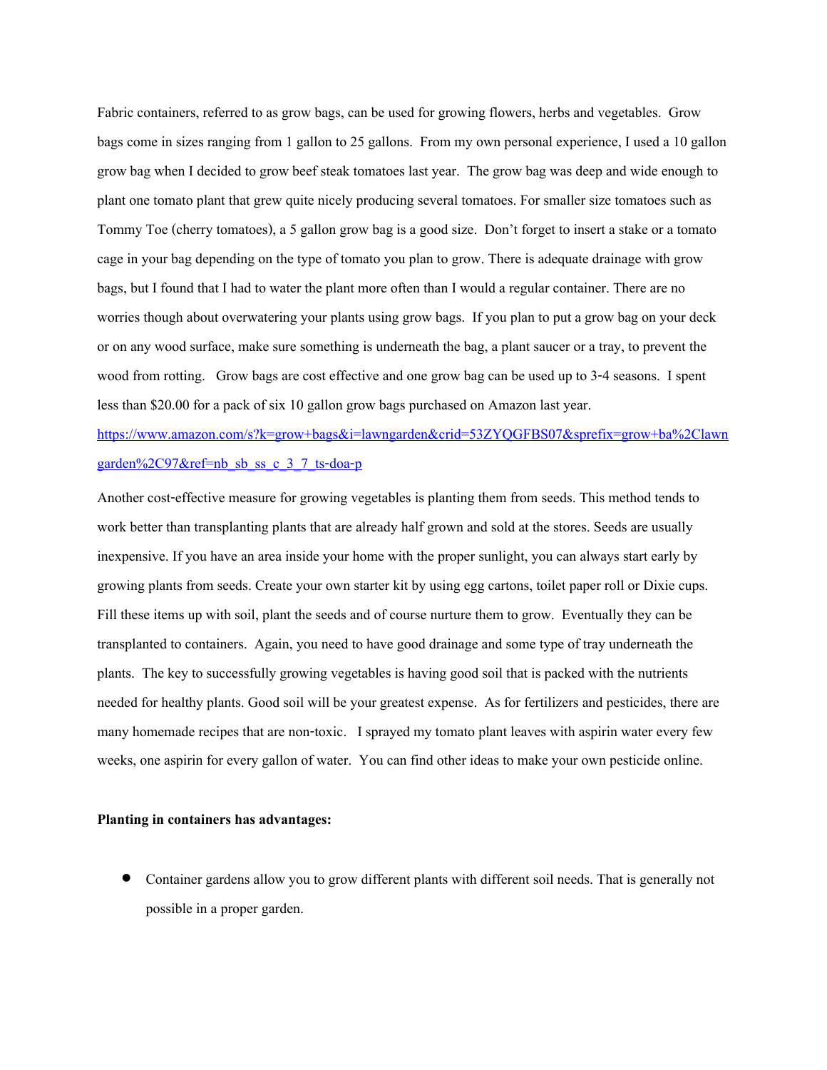Fabric containers, referred to as grow bags, can be used for growing flowers, herbs and vegetables. Grow bags come in sizes ranging from 1 gallon to 25 gallons. From my own personal experience, I used a 10 gallon grow bag when I decided to grow beef steak tomatoes last year. The grow bag was deep and wide enough to plant one tomato plant that grew quite nicely producing several tomatoes. For smaller size tomatoes such as Tommy Toe (cherry tomatoes), a 5 gallon grow bag is a good size. Don't forget to insert a stake or a tomato cage in your bag depending on the type of tomato you plan to grow. There is adequate drainage with grow bags, but I found that I had to water the plant more often than I would a regular container. There are no worries though about overwatering your plants using grow bags. If you plan to put a grow bag on your deck or on any wood surface, make sure something is underneath the bag, a plant saucer or a tray, to prevent the wood from rotting. Grow bags are cost effective and one grow bag can be used up to 3-4 seasons. I spent less than $20.00 for a pack of six 10 gallon grow bags purchased on Amazon last year.
https://www.amazon.com/s?k=grow+bags&i=lawngarden&crid=53ZYQGFBS07&sprefix=grow+ba%2Clawngarden%2C97&ref=nb_sb_ss_c_3_7_ts-doa-p

Another cost-effective measure for growing vegetables is planting them from seeds. This method tends to work better than transplanting plants that are already half grown and sold at the stores. Seeds are usually inexpensive. If you have an area inside your home with the proper sunlight, you can always start early by growing plants from seeds. Create your own starter kit by using egg cartons, toilet paper roll or Dixie cups. Fill these items up with soil, plant the seeds and of course nurture them to grow. Eventually they can be transplanted to containers. Again, you need to have good drainage and some type of tray underneath the plants. The key to successfully growing vegetables is having good soil that is packed with the nutrients needed for healthy plants. Good soil will be your greatest expense. As for fertilizers and pesticides, there are many homemade recipes that are non-toxic. I sprayed my tomato plant leaves with aspirin water every few weeks, one aspirin for every gallon of water. You can find other ideas to make your own pesticide online.

**Planting in containers has advantages:**

- Container gardens allow you to grow different plants with different soil needs. That is generally not possible in a proper garden.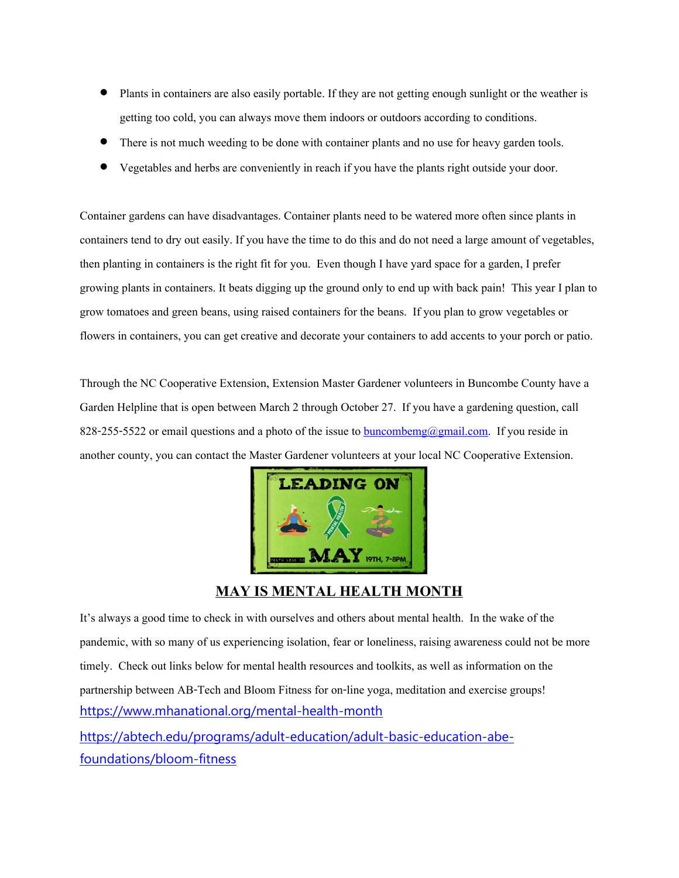- Plants in containers are also easily portable. If they are not getting enough sunlight or the weather is getting too cold, you can always move them indoors or outdoors according to conditions.
- There is not much weeding to be done with container plants and no use for heavy garden tools.
- Vegetables and herbs are conveniently in reach if you have the plants right outside your door.

Container gardens can have disadvantages. Container plants need to be watered more often since plants in containers tend to dry out easily. If you have the time to do this and do not need a large amount of vegetables, then planting in containers is the right fit for you. Even though I have yard space for a garden, I prefer growing plants in containers. It beats digging up the ground only to end up with back pain! This year I plan to grow tomatoes and green beans, using raised containers for the beans. If you plan to grow vegetables or flowers in containers, you can get creative and decorate your containers to add accents to your porch or patio.

Through the NC Cooperative Extension, Extension Master Gardener volunteers in Buncombe County have a Garden Helpline that is open between March 2 through October 27. If you have a gardening question, call 828-255-5522 or email questions and a photo of the issue to buncombemg@gmail.com. If you reside in another county, you can contact the Master Gardener volunteers at your local NC Cooperative Extension.

LEADING ON MAY 19TH, 7-8PM

## MAY IS MENTAL HEALTH MONTH

It's always a good time to check in with ourselves and others about mental health. In the wake of the pandemic, with so many of us experiencing isolation, fear or loneliness, raising awareness could not be more timely. Check out links below for mental health resources and toolkits, as well as information on the partnership between AB-Tech and Bloom Fitness for on-line yoga, meditation and exercise groups!

https://www.mhanational.org/mental-health-month

https://abtech.edu/programs/adult-education/adult-basic-education-abe-foundations/bloom-fitness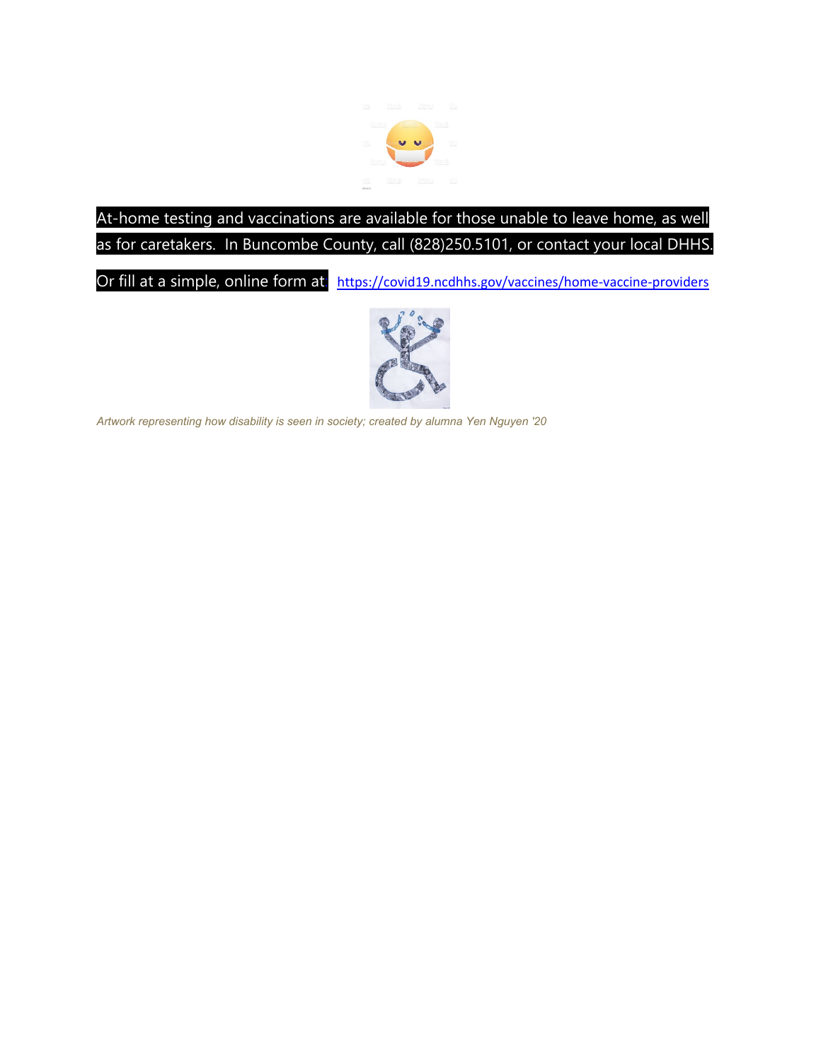At-home testing and vaccinations are available for those unable to leave home, as well as for caretakers. In Buncombe County, call (828)250.5101, or contact your local DHHS.

Or fill at a simple, online form at https://covid19.ncdhhs.gov/vaccines/home-vaccine-providers

*Artwork representing how disability is seen in society; created by alumna Yen Nguyen '20*